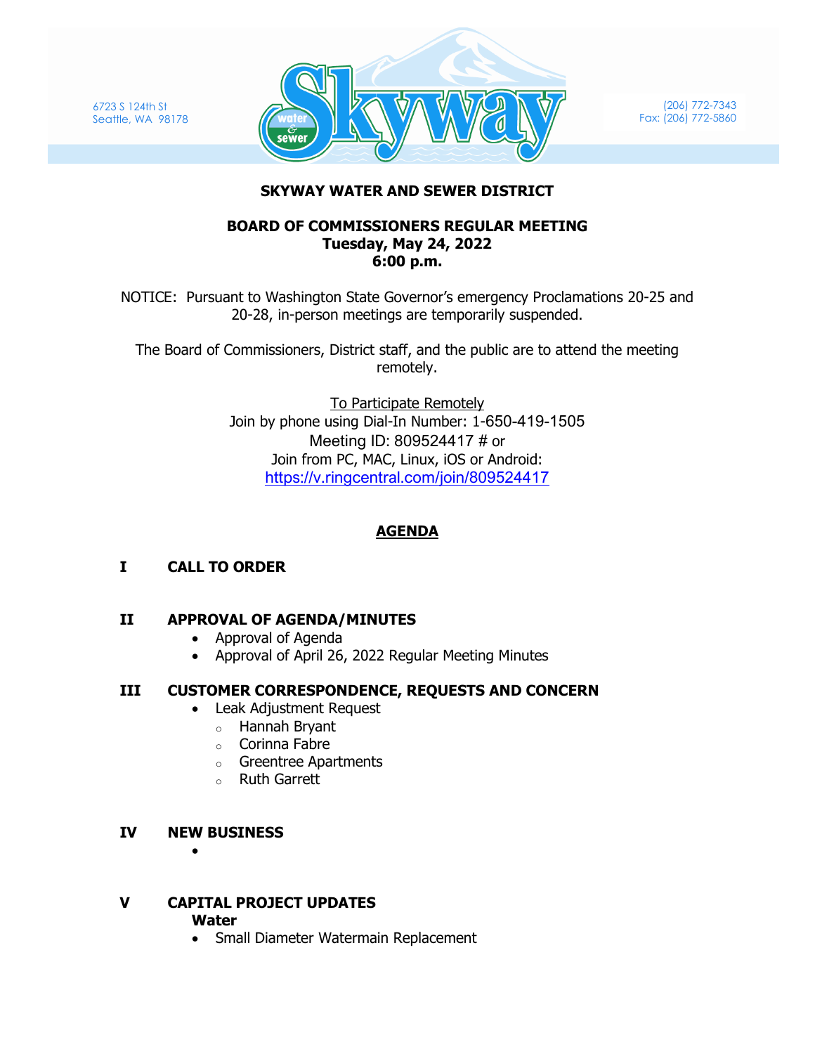6723 S 124th St
Seattle, WA 98178

(206) 772-7343
Fax: (206) 772-5860

# SKYWAY WATER AND SEWER DISTRICT

## BOARD OF COMMISSIONERS REGULAR MEETING
**Tuesday, May 24, 2022**
**6:00 p.m.**

NOTICE: Pursuant to Washington State Governor's emergency Proclamations 20-25 and 20-28, in-person meetings are temporarily suspended.

The Board of Commissioners, District staff, and the public are to attend the meeting remotely.

To Participate Remotely
Join by phone using Dial-In Number: 1-650-419-1505
Meeting ID: 809524417 # or
Join from PC, MAC, Linux, iOS or Android:
https://v.ringcentral.com/join/809524417

## AGENDA

**I CALL TO ORDER**

**II APPROVAL OF AGENDA/MINUTES**

- Approval of Agenda
- Approval of April 26, 2022 Regular Meeting Minutes

**III CUSTOMER CORRESPONDENCE, REQUESTS AND CONCERN**

- Leak Adjustment Request
  - Hannah Bryant
  - Corinna Fabre
  - Greentree Apartments
  - Ruth Garrett

**IV NEW BUSINESS**

-

**V CAPITAL PROJECT UPDATES**

**Water**

- Small Diameter Watermain Replacement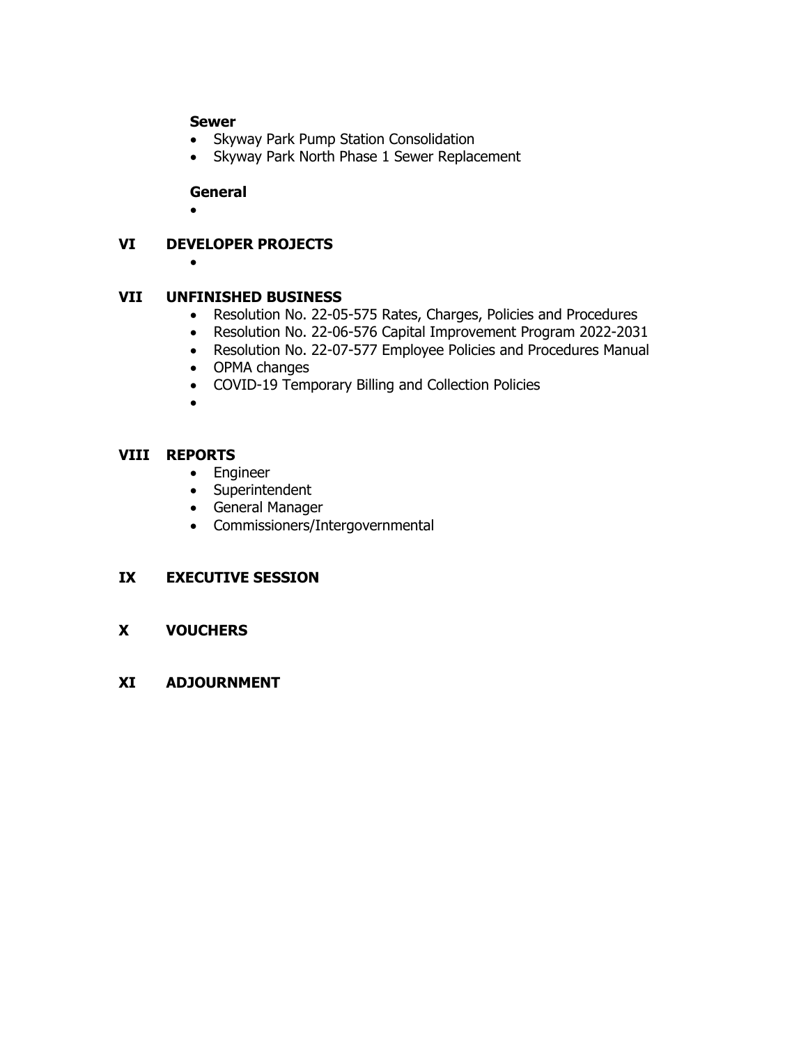**Sewer**

- Skyway Park Pump Station Consolidation
- Skyway Park North Phase 1 Sewer Replacement

**General**

- 

## VI DEVELOPER PROJECTS

- 

## VII UNFINISHED BUSINESS

- Resolution No. 22-05-575 Rates, Charges, Policies and Procedures
- Resolution No. 22-06-576 Capital Improvement Program 2022-2031
- Resolution No. 22-07-577 Employee Policies and Procedures Manual
- OPMA changes
- COVID-19 Temporary Billing and Collection Policies
- 

## VIII REPORTS

- Engineer
- Superintendent
- General Manager
- Commissioners/Intergovernmental

## IX EXECUTIVE SESSION

## X VOUCHERS

## XI ADJOURNMENT